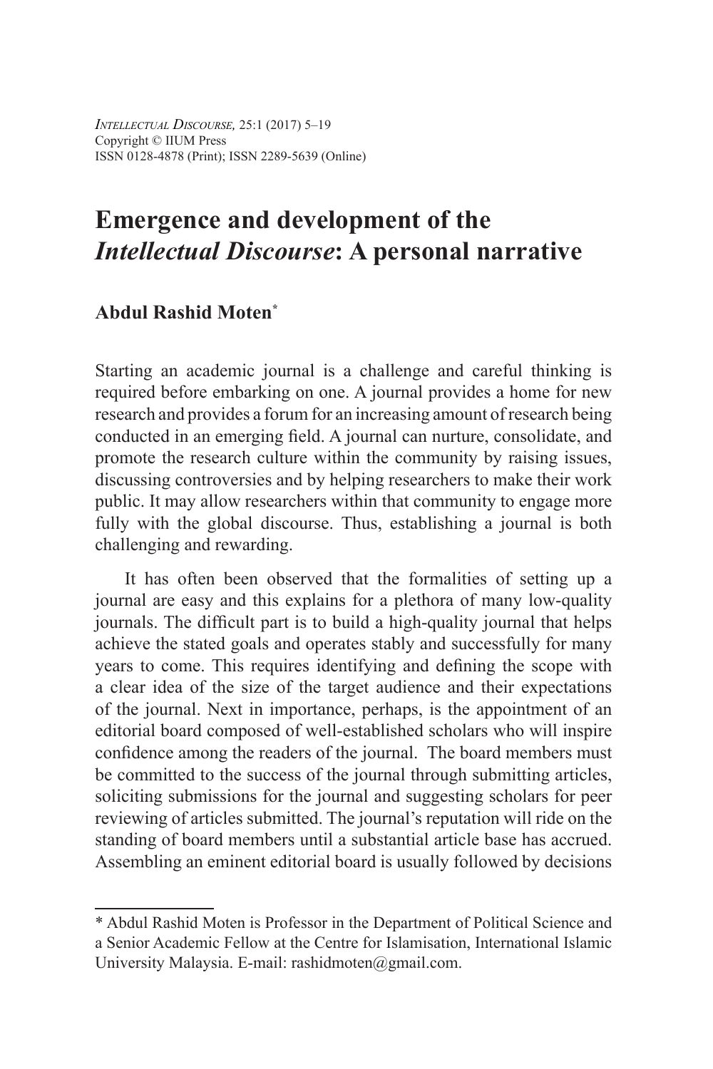# Emergence and development of the *Intellectual Discourse*: A personal narrative

**Abdul Rashid Moten***

Starting an academic journal is a challenge and careful thinking is required before embarking on one. A journal provides a home for new research and provides a forum for an increasing amount of research being conducted in an emerging field. A journal can nurture, consolidate, and promote the research culture within the community by raising issues, discussing controversies and by helping researchers to make their work public. It may allow researchers within that community to engage more fully with the global discourse. Thus, establishing a journal is both challenging and rewarding.

It has often been observed that the formalities of setting up a journal are easy and this explains for a plethora of many low-quality journals. The difficult part is to build a high-quality journal that helps achieve the stated goals and operates stably and successfully for many years to come. This requires identifying and defining the scope with a clear idea of the size of the target audience and their expectations of the journal. Next in importance, perhaps, is the appointment of an editorial board composed of well-established scholars who will inspire confidence among the readers of the journal. The board members must be committed to the success of the journal through submitting articles, soliciting submissions for the journal and suggesting scholars for peer reviewing of articles submitted. The journal's reputation will ride on the standing of board members until a substantial article base has accrued. Assembling an eminent editorial board is usually followed by decisions

---

* Abdul Rashid Moten is Professor in the Department of Political Science and a Senior Academic Fellow at the Centre for Islamisation, International Islamic University Malaysia. E-mail: rashidmoten@gmail.com.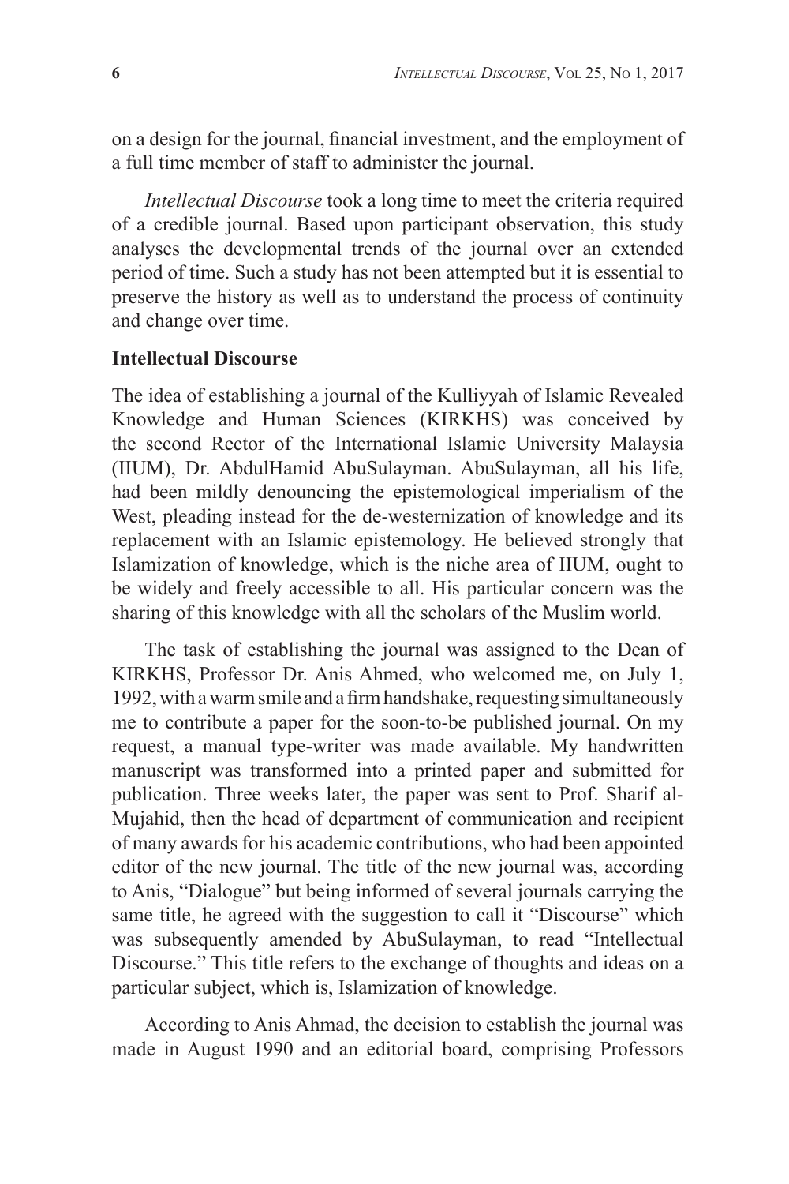on a design for the journal, financial investment, and the employment of a full time member of staff to administer the journal.

*Intellectual Discourse* took a long time to meet the criteria required of a credible journal. Based upon participant observation, this study analyses the developmental trends of the journal over an extended period of time. Such a study has not been attempted but it is essential to preserve the history as well as to understand the process of continuity and change over time.

## Intellectual Discourse

The idea of establishing a journal of the Kulliyyah of Islamic Revealed Knowledge and Human Sciences (KIRKHS) was conceived by the second Rector of the International Islamic University Malaysia (IIUM), Dr. AbdulHamid AbuSulayman. AbuSulayman, all his life, had been mildly denouncing the epistemological imperialism of the West, pleading instead for the de-westernization of knowledge and its replacement with an Islamic epistemology. He believed strongly that Islamization of knowledge, which is the niche area of IIUM, ought to be widely and freely accessible to all. His particular concern was the sharing of this knowledge with all the scholars of the Muslim world.

The task of establishing the journal was assigned to the Dean of KIRKHS, Professor Dr. Anis Ahmed, who welcomed me, on July 1, 1992, with a warm smile and a firm handshake, requesting simultaneously me to contribute a paper for the soon-to-be published journal. On my request, a manual type-writer was made available. My handwritten manuscript was transformed into a printed paper and submitted for publication. Three weeks later, the paper was sent to Prof. Sharif al-Mujahid, then the head of department of communication and recipient of many awards for his academic contributions, who had been appointed editor of the new journal. The title of the new journal was, according to Anis, "Dialogue" but being informed of several journals carrying the same title, he agreed with the suggestion to call it "Discourse" which was subsequently amended by AbuSulayman, to read "Intellectual Discourse." This title refers to the exchange of thoughts and ideas on a particular subject, which is, Islamization of knowledge.

According to Anis Ahmad, the decision to establish the journal was made in August 1990 and an editorial board, comprising Professors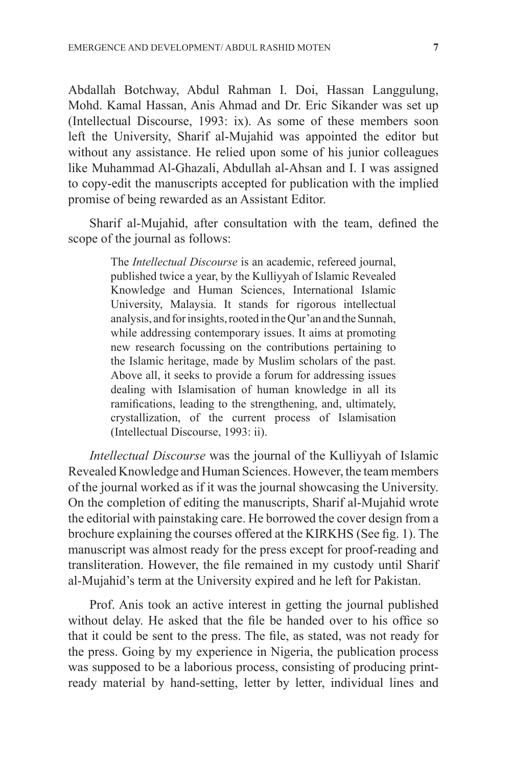Abdallah Botchway, Abdul Rahman I. Doi, Hassan Langgulung, Mohd. Kamal Hassan, Anis Ahmad and Dr. Eric Sikander was set up (Intellectual Discourse, 1993: ix). As some of these members soon left the University, Sharif al-Mujahid was appointed the editor but without any assistance. He relied upon some of his junior colleagues like Muhammad Al-Ghazali, Abdullah al-Ahsan and I. I was assigned to copy-edit the manuscripts accepted for publication with the implied promise of being rewarded as an Assistant Editor.

Sharif al-Mujahid, after consultation with the team, defined the scope of the journal as follows:

> The *Intellectual Discourse* is an academic, refereed journal, published twice a year, by the Kulliyyah of Islamic Revealed Knowledge and Human Sciences, International Islamic University, Malaysia. It stands for rigorous intellectual analysis, and for insights, rooted in the Qur'an and the Sunnah, while addressing contemporary issues. It aims at promoting new research focussing on the contributions pertaining to the Islamic heritage, made by Muslim scholars of the past. Above all, it seeks to provide a forum for addressing issues dealing with Islamisation of human knowledge in all its ramifications, leading to the strengthening, and, ultimately, crystallization, of the current process of Islamisation (Intellectual Discourse, 1993: ii).

*Intellectual Discourse* was the journal of the Kulliyyah of Islamic Revealed Knowledge and Human Sciences. However, the team members of the journal worked as if it was the journal showcasing the University. On the completion of editing the manuscripts, Sharif al-Mujahid wrote the editorial with painstaking care. He borrowed the cover design from a brochure explaining the courses offered at the KIRKHS (See fig. 1). The manuscript was almost ready for the press except for proof-reading and transliteration. However, the file remained in my custody until Sharif al-Mujahid's term at the University expired and he left for Pakistan.

Prof. Anis took an active interest in getting the journal published without delay. He asked that the file be handed over to his office so that it could be sent to the press. The file, as stated, was not ready for the press. Going by my experience in Nigeria, the publication process was supposed to be a laborious process, consisting of producing print-ready material by hand-setting, letter by letter, individual lines and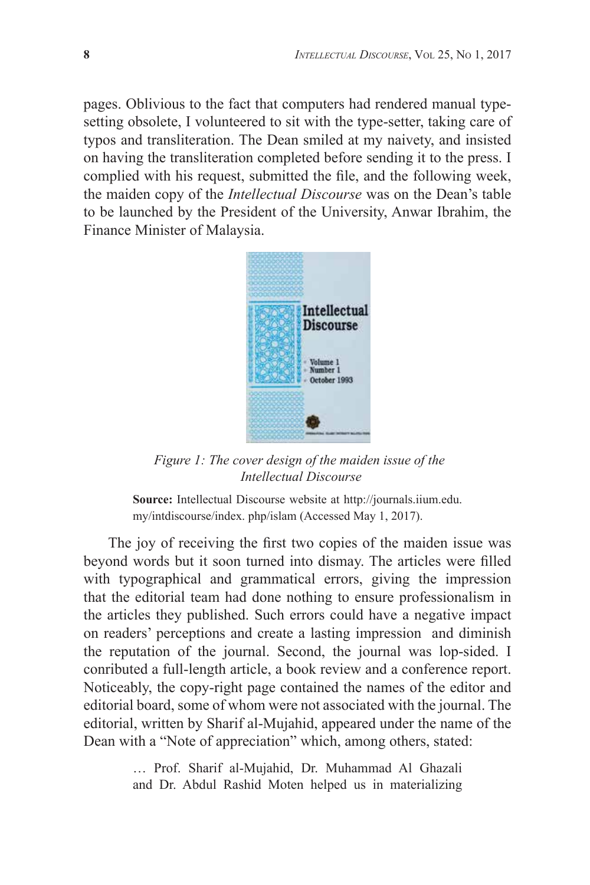pages. Oblivious to the fact that computers had rendered manual type-setting obsolete, I volunteered to sit with the type-setter, taking care of typos and transliteration. The Dean smiled at my naivety, and insisted on having the transliteration completed before sending it to the press. I complied with his request, submitted the file, and the following week, the maiden copy of the *Intellectual Discourse* was on the Dean's table to be launched by the President of the University, Anwar Ibrahim, the Finance Minister of Malaysia.

*Figure 1: The cover design of the maiden issue of the Intellectual Discourse*

**Source:** Intellectual Discourse website at http://journals.iium.edu.my/intdiscourse/index. php/islam (Accessed May 1, 2017).

The joy of receiving the first two copies of the maiden issue was beyond words but it soon turned into dismay. The articles were filled with typographical and grammatical errors, giving the impression that the editorial team had done nothing to ensure professionalism in the articles they published. Such errors could have a negative impact on readers' perceptions and create a lasting impression and diminish the reputation of the journal. Second, the journal was lop-sided. I conributed a full-length article, a book review and a conference report. Noticeably, the copy-right page contained the names of the editor and editorial board, some of whom were not associated with the journal. The editorial, written by Sharif al-Mujahid, appeared under the name of the Dean with a "Note of appreciation" which, among others, stated:

> … Prof. Sharif al-Mujahid, Dr. Muhammad Al Ghazali and Dr. Abdul Rashid Moten helped us in materializing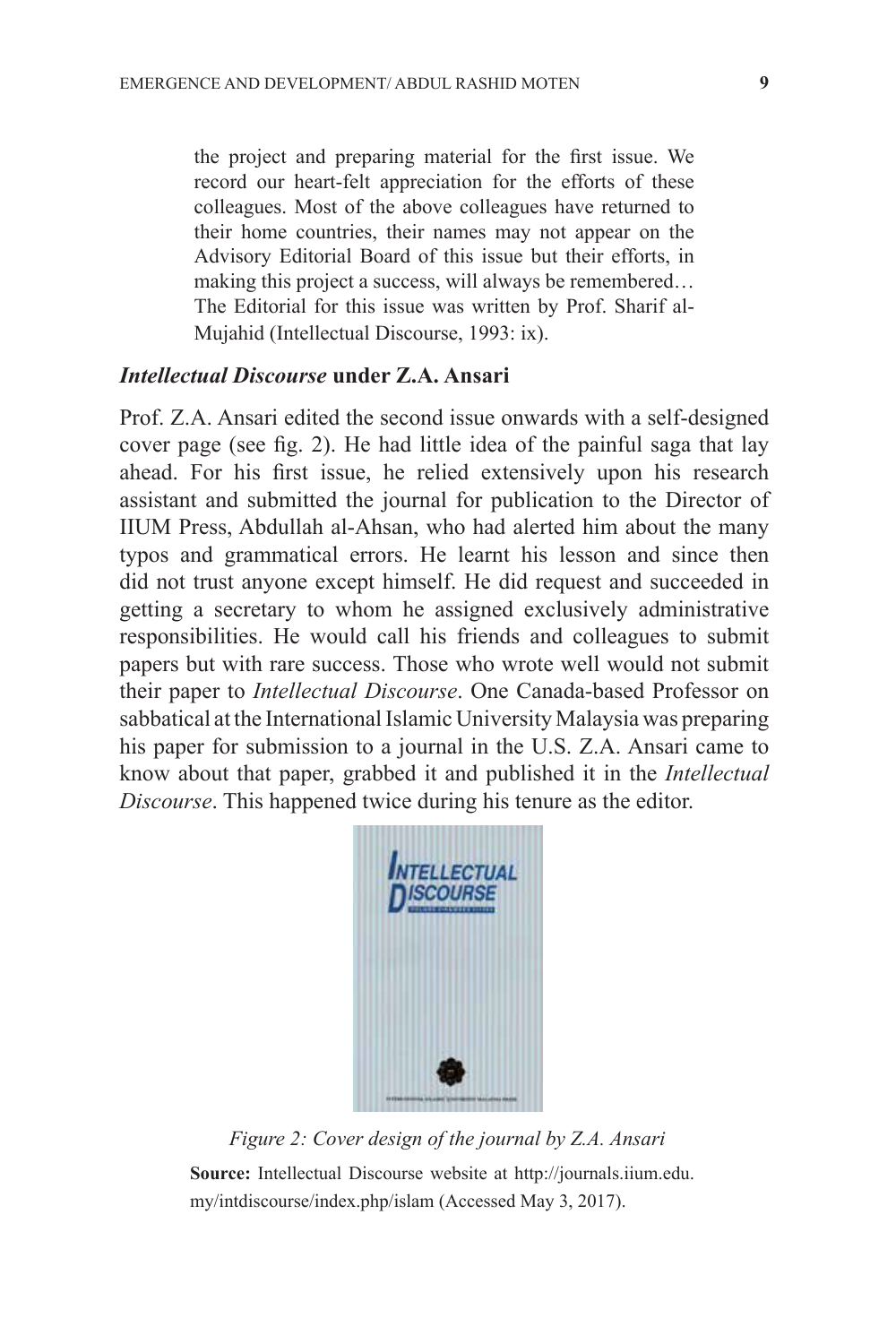the project and preparing material for the first issue. We record our heart-felt appreciation for the efforts of these colleagues. Most of the above colleagues have returned to their home countries, their names may not appear on the Advisory Editorial Board of this issue but their efforts, in making this project a success, will always be remembered… The Editorial for this issue was written by Prof. Sharif al-Mujahid (Intellectual Discourse, 1993: ix).

### *Intellectual Discourse* under Z.A. Ansari

Prof. Z.A. Ansari edited the second issue onwards with a self-designed cover page (see fig. 2). He had little idea of the painful saga that lay ahead. For his first issue, he relied extensively upon his research assistant and submitted the journal for publication to the Director of IIUM Press, Abdullah al-Ahsan, who had alerted him about the many typos and grammatical errors. He learnt his lesson and since then did not trust anyone except himself. He did request and succeeded in getting a secretary to whom he assigned exclusively administrative responsibilities. He would call his friends and colleagues to submit papers but with rare success. Those who wrote well would not submit their paper to *Intellectual Discourse*. One Canada-based Professor on sabbatical at the International Islamic University Malaysia was preparing his paper for submission to a journal in the U.S. Z.A. Ansari came to know about that paper, grabbed it and published it in the *Intellectual Discourse*. This happened twice during his tenure as the editor.

*Figure 2: Cover design of the journal by Z.A. Ansari*

**Source:** Intellectual Discourse website at http://journals.iium.edu.my/intdiscourse/index.php/islam (Accessed May 3, 2017).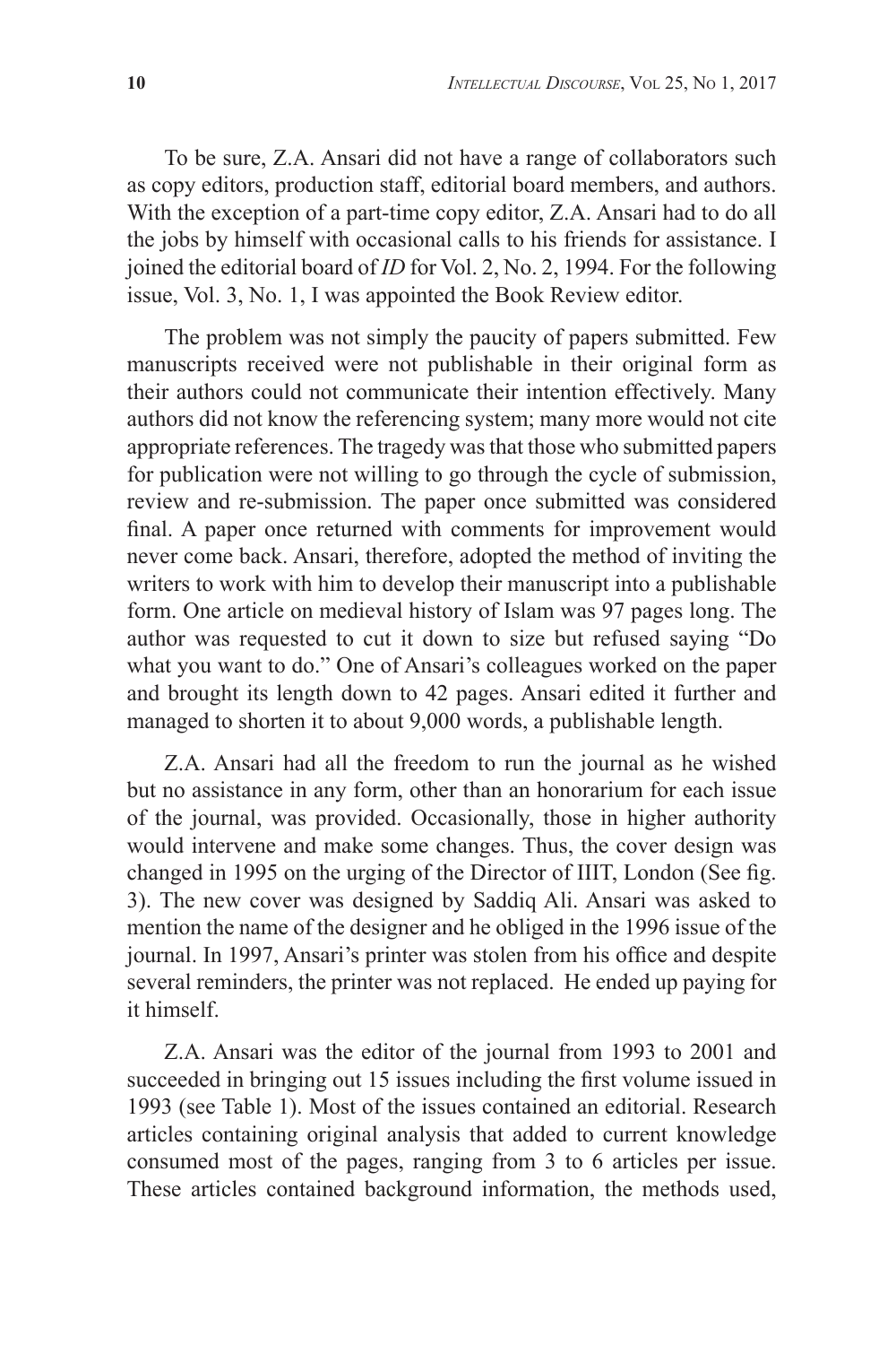To be sure, Z.A. Ansari did not have a range of collaborators such as copy editors, production staff, editorial board members, and authors. With the exception of a part-time copy editor, Z.A. Ansari had to do all the jobs by himself with occasional calls to his friends for assistance. I joined the editorial board of *ID* for Vol. 2, No. 2, 1994. For the following issue, Vol. 3, No. 1, I was appointed the Book Review editor.

The problem was not simply the paucity of papers submitted. Few manuscripts received were not publishable in their original form as their authors could not communicate their intention effectively. Many authors did not know the referencing system; many more would not cite appropriate references. The tragedy was that those who submitted papers for publication were not willing to go through the cycle of submission, review and re-submission. The paper once submitted was considered final. A paper once returned with comments for improvement would never come back. Ansari, therefore, adopted the method of inviting the writers to work with him to develop their manuscript into a publishable form. One article on medieval history of Islam was 97 pages long. The author was requested to cut it down to size but refused saying "Do what you want to do." One of Ansari's colleagues worked on the paper and brought its length down to 42 pages. Ansari edited it further and managed to shorten it to about 9,000 words, a publishable length.

Z.A. Ansari had all the freedom to run the journal as he wished but no assistance in any form, other than an honorarium for each issue of the journal, was provided. Occasionally, those in higher authority would intervene and make some changes. Thus, the cover design was changed in 1995 on the urging of the Director of IIIT, London (See fig. 3). The new cover was designed by Saddiq Ali. Ansari was asked to mention the name of the designer and he obliged in the 1996 issue of the journal. In 1997, Ansari's printer was stolen from his office and despite several reminders, the printer was not replaced. He ended up paying for it himself.

Z.A. Ansari was the editor of the journal from 1993 to 2001 and succeeded in bringing out 15 issues including the first volume issued in 1993 (see Table 1). Most of the issues contained an editorial. Research articles containing original analysis that added to current knowledge consumed most of the pages, ranging from 3 to 6 articles per issue. These articles contained background information, the methods used,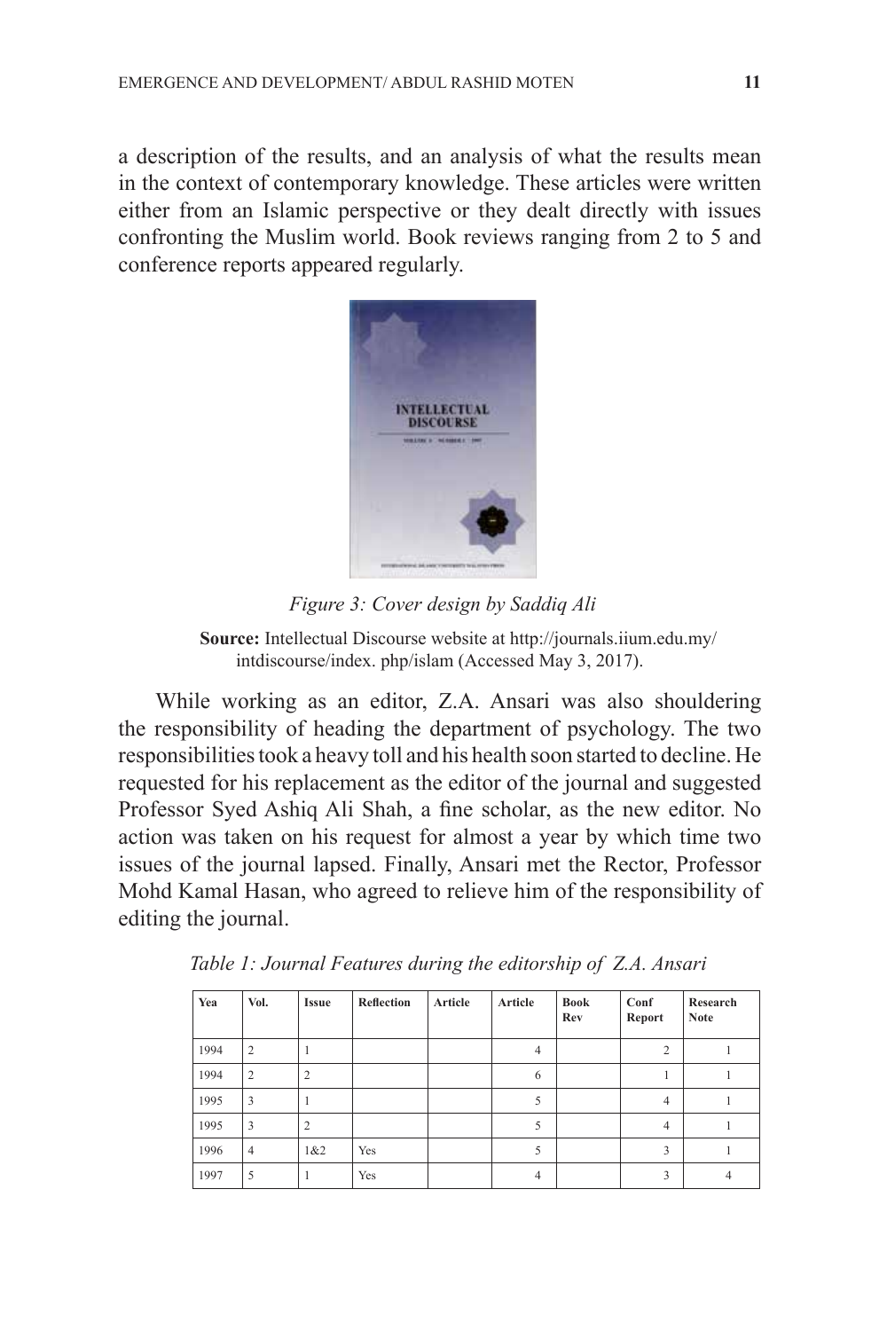a description of the results, and an analysis of what the results mean in the context of contemporary knowledge. These articles were written either from an Islamic perspective or they dealt directly with issues confronting the Muslim world. Book reviews ranging from 2 to 5 and conference reports appeared regularly.

*Figure 3: Cover design by Saddiq Ali*

**Source:** Intellectual Discourse website at http://journals.iium.edu.my/intdiscourse/index. php/islam (Accessed May 3, 2017).

While working as an editor, Z.A. Ansari was also shouldering the responsibility of heading the department of psychology. The two responsibilities took a heavy toll and his health soon started to decline. He requested for his replacement as the editor of the journal and suggested Professor Syed Ashiq Ali Shah, a fine scholar, as the new editor. No action was taken on his request for almost a year by which time two issues of the journal lapsed. Finally, Ansari met the Rector, Professor Mohd Kamal Hasan, who agreed to relieve him of the responsibility of editing the journal.

*Table 1: Journal Features during the editorship of Z.A. Ansari*

| Yea | Vol. | Issue | Reflection | Article | Article | Book Rev | Conf Report | Research Note |
|---|---|---|---|---|---|---|---|---|
| 1994 | 2 | 1 | | | 4 | | 2 | 1 |
| 1994 | 2 | 2 | | | 6 | | 1 | 1 |
| 1995 | 3 | 1 | | | 5 | | 4 | 1 |
| 1995 | 3 | 2 | | | 5 | | 4 | 1 |
| 1996 | 4 | 1&2 | Yes | | 5 | | 3 | 1 |
| 1997 | 5 | 1 | Yes | | 4 | | 3 | 4 |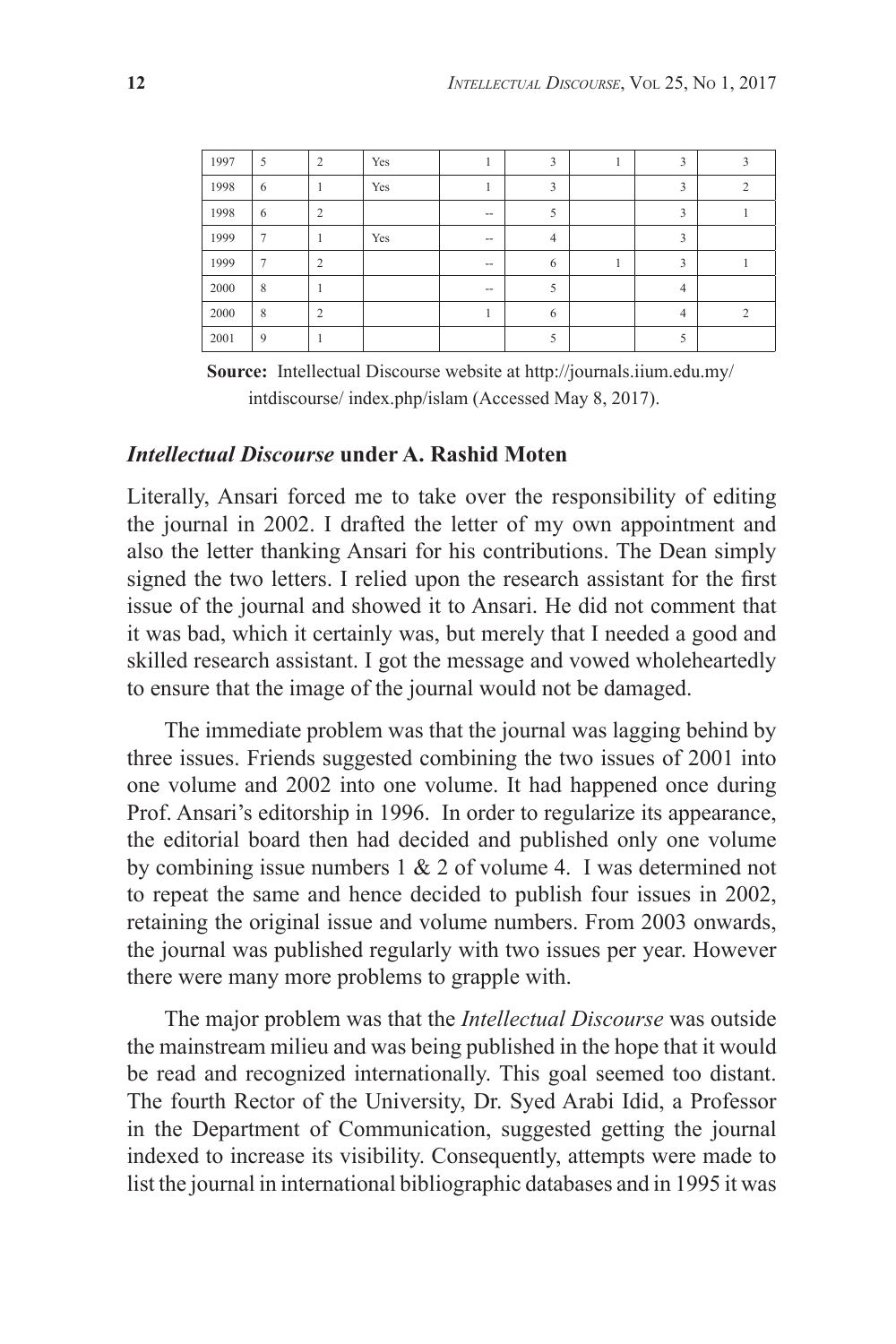| 1997 | 5 | 2 | Yes | 1 | 3 | 1 | 3 | 3 |
|---|---|---|---|---|---|---|---|---|
| 1998 | 6 | 1 | Yes | 1 | 3 | | 3 | 2 |
| 1998 | 6 | 2 | | -- | 5 | | 3 | 1 |
| 1999 | 7 | 1 | Yes | -- | 4 | | 3 | |
| 1999 | 7 | 2 | | -- | 6 | 1 | 3 | 1 |
| 2000 | 8 | 1 | | -- | 5 | | 4 | |
| 2000 | 8 | 2 | | 1 | 6 | | 4 | 2 |
| 2001 | 9 | 1 | | | 5 | | 5 | |

**Source:** Intellectual Discourse website at http://journals.iium.edu.my/intdiscourse/ index.php/islam (Accessed May 8, 2017).

### *Intellectual Discourse* under A. Rashid Moten

Literally, Ansari forced me to take over the responsibility of editing the journal in 2002. I drafted the letter of my own appointment and also the letter thanking Ansari for his contributions. The Dean simply signed the two letters. I relied upon the research assistant for the first issue of the journal and showed it to Ansari. He did not comment that it was bad, which it certainly was, but merely that I needed a good and skilled research assistant. I got the message and vowed wholeheartedly to ensure that the image of the journal would not be damaged.

The immediate problem was that the journal was lagging behind by three issues. Friends suggested combining the two issues of 2001 into one volume and 2002 into one volume. It had happened once during Prof. Ansari's editorship in 1996. In order to regularize its appearance, the editorial board then had decided and published only one volume by combining issue numbers 1 & 2 of volume 4. I was determined not to repeat the same and hence decided to publish four issues in 2002, retaining the original issue and volume numbers. From 2003 onwards, the journal was published regularly with two issues per year. However there were many more problems to grapple with.

The major problem was that the *Intellectual Discourse* was outside the mainstream milieu and was being published in the hope that it would be read and recognized internationally. This goal seemed too distant. The fourth Rector of the University, Dr. Syed Arabi Idid, a Professor in the Department of Communication, suggested getting the journal indexed to increase its visibility. Consequently, attempts were made to list the journal in international bibliographic databases and in 1995 it was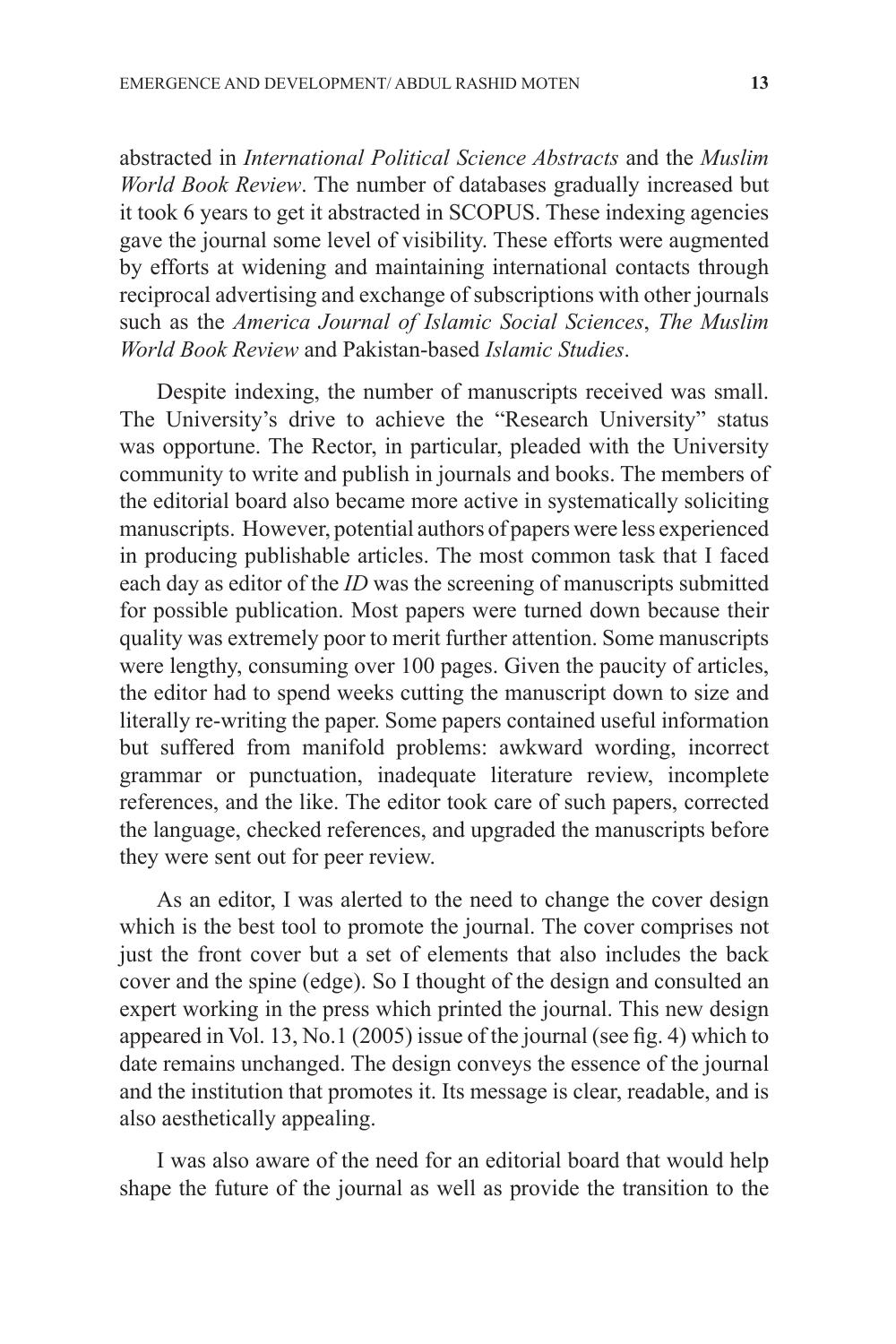abstracted in *International Political Science Abstracts* and the *Muslim World Book Review*. The number of databases gradually increased but it took 6 years to get it abstracted in SCOPUS. These indexing agencies gave the journal some level of visibility. These efforts were augmented by efforts at widening and maintaining international contacts through reciprocal advertising and exchange of subscriptions with other journals such as the *America Journal of Islamic Social Sciences*, *The Muslim World Book Review* and Pakistan-based *Islamic Studies*.

Despite indexing, the number of manuscripts received was small. The University's drive to achieve the "Research University" status was opportune. The Rector, in particular, pleaded with the University community to write and publish in journals and books. The members of the editorial board also became more active in systematically soliciting manuscripts. However, potential authors of papers were less experienced in producing publishable articles. The most common task that I faced each day as editor of the *ID* was the screening of manuscripts submitted for possible publication. Most papers were turned down because their quality was extremely poor to merit further attention. Some manuscripts were lengthy, consuming over 100 pages. Given the paucity of articles, the editor had to spend weeks cutting the manuscript down to size and literally re-writing the paper. Some papers contained useful information but suffered from manifold problems: awkward wording, incorrect grammar or punctuation, inadequate literature review, incomplete references, and the like. The editor took care of such papers, corrected the language, checked references, and upgraded the manuscripts before they were sent out for peer review.

As an editor, I was alerted to the need to change the cover design which is the best tool to promote the journal. The cover comprises not just the front cover but a set of elements that also includes the back cover and the spine (edge). So I thought of the design and consulted an expert working in the press which printed the journal. This new design appeared in Vol. 13, No.1 (2005) issue of the journal (see fig. 4) which to date remains unchanged. The design conveys the essence of the journal and the institution that promotes it. Its message is clear, readable, and is also aesthetically appealing.

I was also aware of the need for an editorial board that would help shape the future of the journal as well as provide the transition to the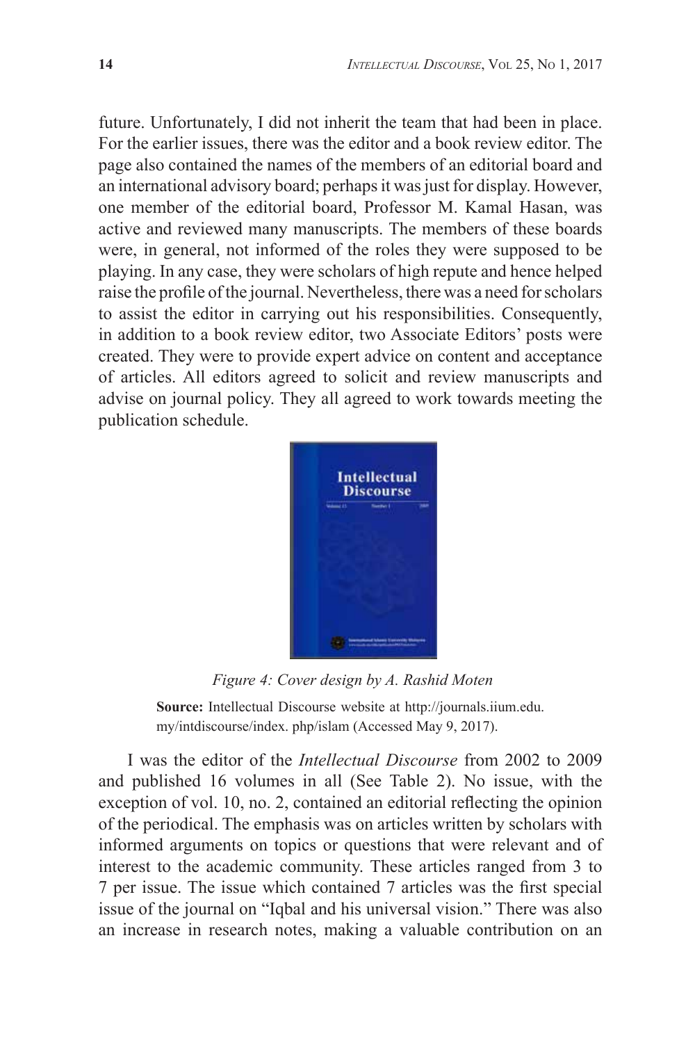future. Unfortunately, I did not inherit the team that had been in place. For the earlier issues, there was the editor and a book review editor. The page also contained the names of the members of an editorial board and an international advisory board; perhaps it was just for display. However, one member of the editorial board, Professor M. Kamal Hasan, was active and reviewed many manuscripts. The members of these boards were, in general, not informed of the roles they were supposed to be playing. In any case, they were scholars of high repute and hence helped raise the profile of the journal. Nevertheless, there was a need for scholars to assist the editor in carrying out his responsibilities. Consequently, in addition to a book review editor, two Associate Editors' posts were created. They were to provide expert advice on content and acceptance of articles. All editors agreed to solicit and review manuscripts and advise on journal policy. They all agreed to work towards meeting the publication schedule.

*Figure 4: Cover design by A. Rashid Moten*

**Source:** Intellectual Discourse website at http://journals.iium.edu.my/intdiscourse/index. php/islam (Accessed May 9, 2017).

I was the editor of the *Intellectual Discourse* from 2002 to 2009 and published 16 volumes in all (See Table 2). No issue, with the exception of vol. 10, no. 2, contained an editorial reflecting the opinion of the periodical. The emphasis was on articles written by scholars with informed arguments on topics or questions that were relevant and of interest to the academic community. These articles ranged from 3 to 7 per issue. The issue which contained 7 articles was the first special issue of the journal on "Iqbal and his universal vision." There was also an increase in research notes, making a valuable contribution on an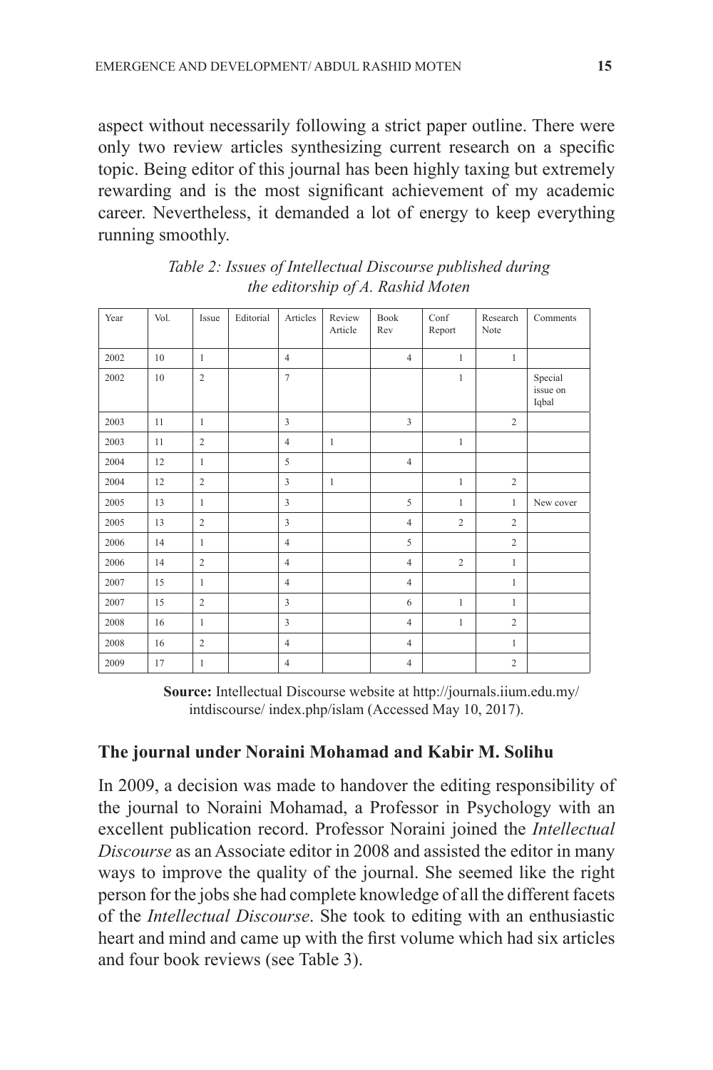aspect without necessarily following a strict paper outline. There were only two review articles synthesizing current research on a specific topic. Being editor of this journal has been highly taxing but extremely rewarding and is the most significant achievement of my academic career. Nevertheless, it demanded a lot of energy to keep everything running smoothly.

*Table 2: Issues of Intellectual Discourse published during the editorship of A. Rashid Moten*

| Year | Vol. | Issue | Editorial | Articles | Review Article | Book Rev | Conf Report | Research Note | Comments |
|---|---|---|---|---|---|---|---|---|---|
| 2002 | 10 | 1 | | 4 | | 4 | 1 | 1 | |
| 2002 | 10 | 2 | | 7 | | | 1 | | Special issue on Iqbal |
| 2003 | 11 | 1 | | 3 | | 3 | | 2 | |
| 2003 | 11 | 2 | | 4 | 1 | | 1 | | |
| 2004 | 12 | 1 | | 5 | | 4 | | | |
| 2004 | 12 | 2 | | 3 | 1 | | 1 | 2 | |
| 2005 | 13 | 1 | | 3 | | 5 | 1 | 1 | New cover |
| 2005 | 13 | 2 | | 3 | | 4 | 2 | 2 | |
| 2006 | 14 | 1 | | 4 | | 5 | | 2 | |
| 2006 | 14 | 2 | | 4 | | 4 | 2 | 1 | |
| 2007 | 15 | 1 | | 4 | | 4 | | 1 | |
| 2007 | 15 | 2 | | 3 | | 6 | 1 | 1 | |
| 2008 | 16 | 1 | | 3 | | 4 | 1 | 2 | |
| 2008 | 16 | 2 | | 4 | | 4 | | 1 | |
| 2009 | 17 | 1 | | 4 | | 4 | | 2 | |

**Source:** Intellectual Discourse website at http://journals.iium.edu.my/intdiscourse/ index.php/islam (Accessed May 10, 2017).

### The journal under Noraini Mohamad and Kabir M. Solihu

In 2009, a decision was made to handover the editing responsibility of the journal to Noraini Mohamad, a Professor in Psychology with an excellent publication record. Professor Noraini joined the *Intellectual Discourse* as an Associate editor in 2008 and assisted the editor in many ways to improve the quality of the journal. She seemed like the right person for the jobs she had complete knowledge of all the different facets of the *Intellectual Discourse*. She took to editing with an enthusiastic heart and mind and came up with the first volume which had six articles and four book reviews (see Table 3).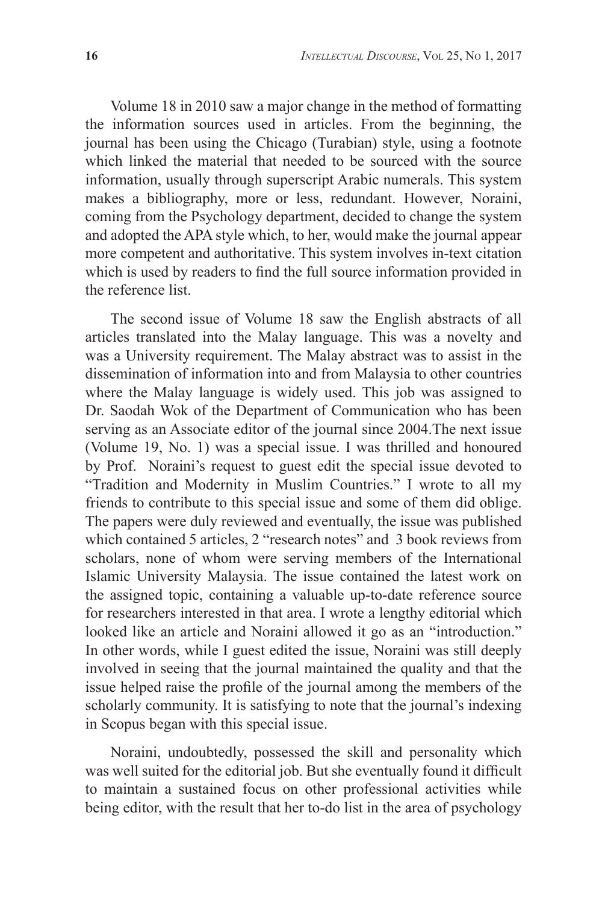Volume 18 in 2010 saw a major change in the method of formatting the information sources used in articles. From the beginning, the journal has been using the Chicago (Turabian) style, using a footnote which linked the material that needed to be sourced with the source information, usually through superscript Arabic numerals. This system makes a bibliography, more or less, redundant. However, Noraini, coming from the Psychology department, decided to change the system and adopted the APA style which, to her, would make the journal appear more competent and authoritative. This system involves in-text citation which is used by readers to find the full source information provided in the reference list.

The second issue of Volume 18 saw the English abstracts of all articles translated into the Malay language. This was a novelty and was a University requirement. The Malay abstract was to assist in the dissemination of information into and from Malaysia to other countries where the Malay language is widely used. This job was assigned to Dr. Saodah Wok of the Department of Communication who has been serving as an Associate editor of the journal since 2004.The next issue (Volume 19, No. 1) was a special issue. I was thrilled and honoured by Prof. Noraini's request to guest edit the special issue devoted to "Tradition and Modernity in Muslim Countries." I wrote to all my friends to contribute to this special issue and some of them did oblige. The papers were duly reviewed and eventually, the issue was published which contained 5 articles, 2 "research notes" and 3 book reviews from scholars, none of whom were serving members of the International Islamic University Malaysia. The issue contained the latest work on the assigned topic, containing a valuable up-to-date reference source for researchers interested in that area. I wrote a lengthy editorial which looked like an article and Noraini allowed it go as an "introduction." In other words, while I guest edited the issue, Noraini was still deeply involved in seeing that the journal maintained the quality and that the issue helped raise the profile of the journal among the members of the scholarly community. It is satisfying to note that the journal's indexing in Scopus began with this special issue.

Noraini, undoubtedly, possessed the skill and personality which was well suited for the editorial job. But she eventually found it difficult to maintain a sustained focus on other professional activities while being editor, with the result that her to-do list in the area of psychology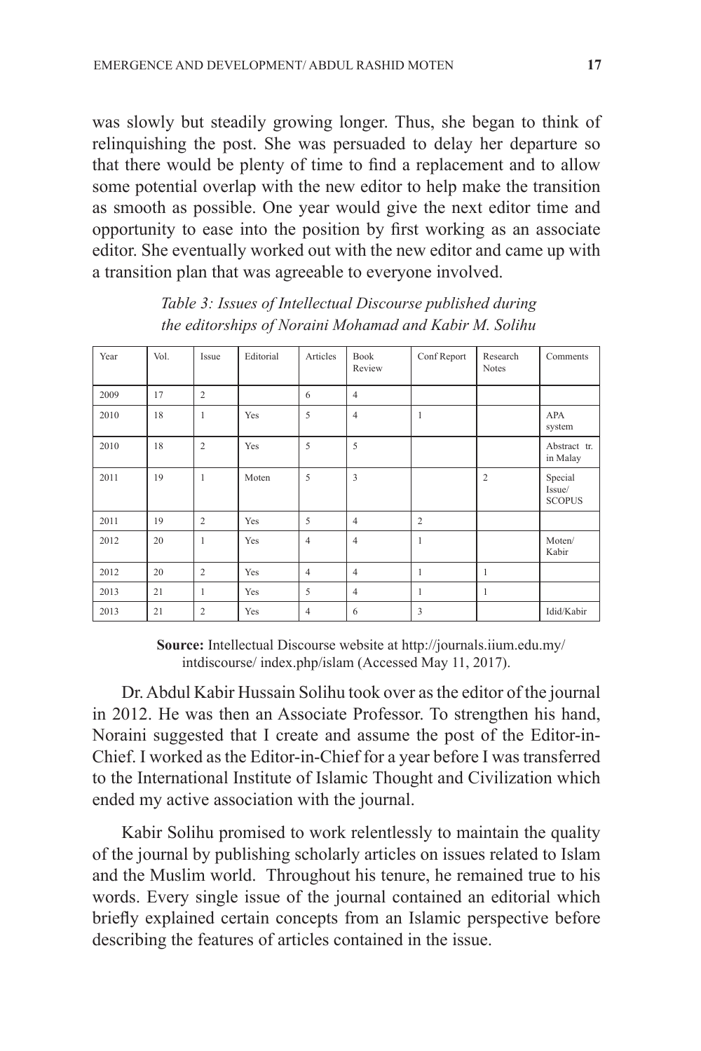was slowly but steadily growing longer. Thus, she began to think of relinquishing the post. She was persuaded to delay her departure so that there would be plenty of time to find a replacement and to allow some potential overlap with the new editor to help make the transition as smooth as possible. One year would give the next editor time and opportunity to ease into the position by first working as an associate editor. She eventually worked out with the new editor and came up with a transition plan that was agreeable to everyone involved.

*Table 3: Issues of Intellectual Discourse published during the editorships of Noraini Mohamad and Kabir M. Solihu*

| Year | Vol. | Issue | Editorial | Articles | Book Review | Conf Report | Research Notes | Comments |
|---|---|---|---|---|---|---|---|---|
| 2009 | 17 | 2 | | 6 | 4 | | | |
| 2010 | 18 | 1 | Yes | 5 | 4 | 1 | | APA system |
| 2010 | 18 | 2 | Yes | 5 | 5 | | | Abstract tr. in Malay |
| 2011 | 19 | 1 | Moten | 5 | 3 | | 2 | Special Issue/ SCOPUS |
| 2011 | 19 | 2 | Yes | 5 | 4 | 2 | | |
| 2012 | 20 | 1 | Yes | 4 | 4 | 1 | | Moten/ Kabir |
| 2012 | 20 | 2 | Yes | 4 | 4 | 1 | 1 | |
| 2013 | 21 | 1 | Yes | 5 | 4 | 1 | 1 | |
| 2013 | 21 | 2 | Yes | 4 | 6 | 3 | | Idid/Kabir |

**Source:** Intellectual Discourse website at http://journals.iium.edu.my/intdiscourse/ index.php/islam (Accessed May 11, 2017).

Dr. Abdul Kabir Hussain Solihu took over as the editor of the journal in 2012. He was then an Associate Professor. To strengthen his hand, Noraini suggested that I create and assume the post of the Editor-in-Chief. I worked as the Editor-in-Chief for a year before I was transferred to the International Institute of Islamic Thought and Civilization which ended my active association with the journal.

Kabir Solihu promised to work relentlessly to maintain the quality of the journal by publishing scholarly articles on issues related to Islam and the Muslim world. Throughout his tenure, he remained true to his words. Every single issue of the journal contained an editorial which briefly explained certain concepts from an Islamic perspective before describing the features of articles contained in the issue.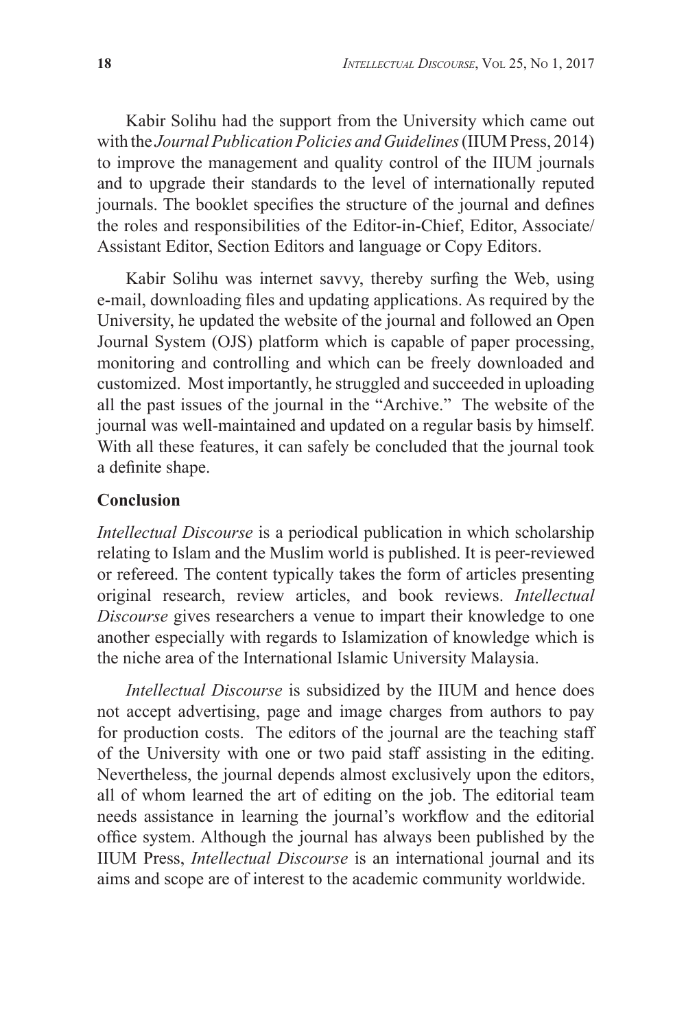Kabir Solihu had the support from the University which came out with the *Journal Publication Policies and Guidelines* (IIUM Press, 2014) to improve the management and quality control of the IIUM journals and to upgrade their standards to the level of internationally reputed journals. The booklet specifies the structure of the journal and defines the roles and responsibilities of the Editor-in-Chief, Editor, Associate/Assistant Editor, Section Editors and language or Copy Editors.

Kabir Solihu was internet savvy, thereby surfing the Web, using e-mail, downloading files and updating applications. As required by the University, he updated the website of the journal and followed an Open Journal System (OJS) platform which is capable of paper processing, monitoring and controlling and which can be freely downloaded and customized. Most importantly, he struggled and succeeded in uploading all the past issues of the journal in the "Archive." The website of the journal was well-maintained and updated on a regular basis by himself. With all these features, it can safely be concluded that the journal took a definite shape.

## Conclusion

*Intellectual Discourse* is a periodical publication in which scholarship relating to Islam and the Muslim world is published. It is peer-reviewed or refereed. The content typically takes the form of articles presenting original research, review articles, and book reviews. *Intellectual Discourse* gives researchers a venue to impart their knowledge to one another especially with regards to Islamization of knowledge which is the niche area of the International Islamic University Malaysia.

*Intellectual Discourse* is subsidized by the IIUM and hence does not accept advertising, page and image charges from authors to pay for production costs. The editors of the journal are the teaching staff of the University with one or two paid staff assisting in the editing. Nevertheless, the journal depends almost exclusively upon the editors, all of whom learned the art of editing on the job. The editorial team needs assistance in learning the journal's workflow and the editorial office system. Although the journal has always been published by the IIUM Press, *Intellectual Discourse* is an international journal and its aims and scope are of interest to the academic community worldwide.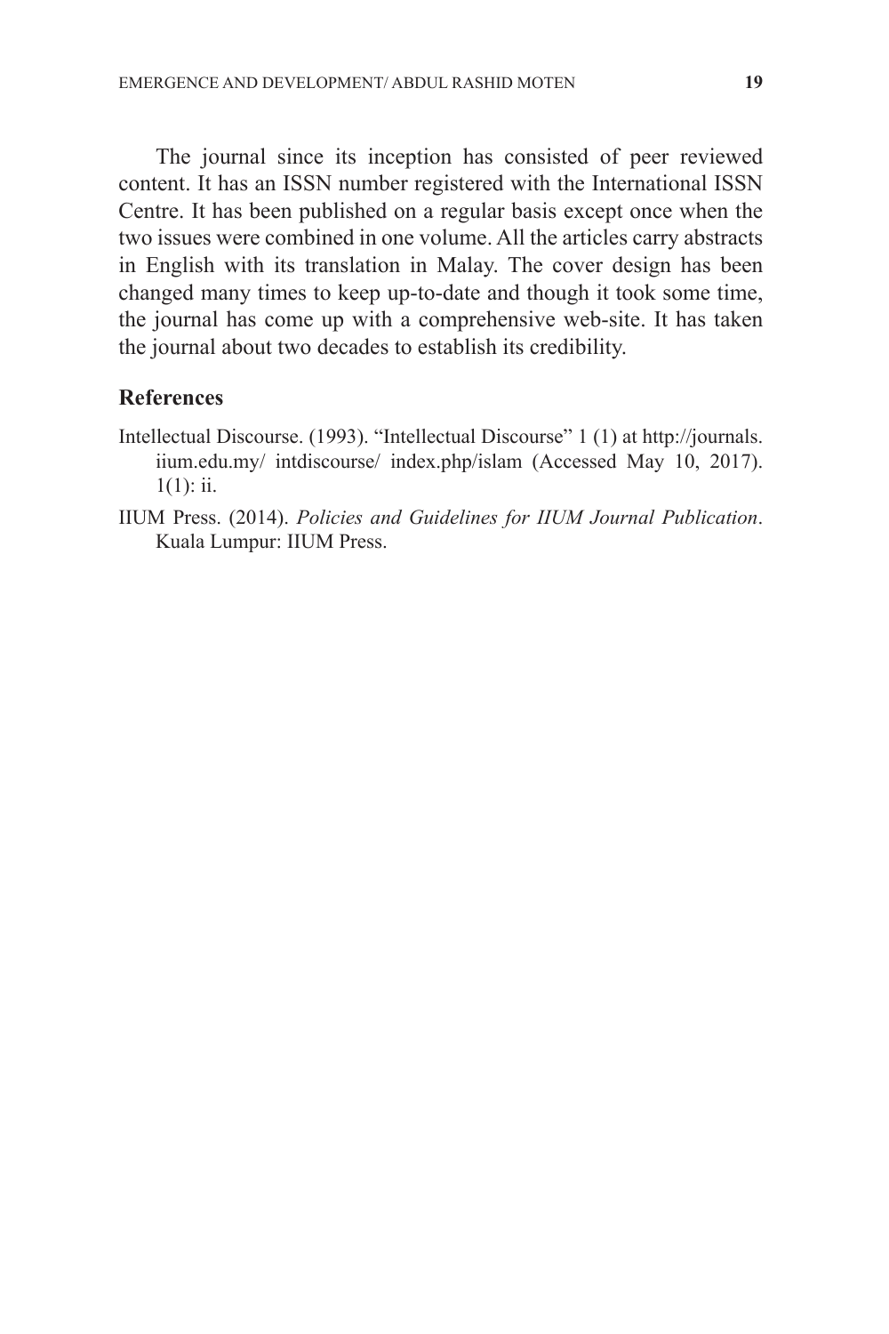The journal since its inception has consisted of peer reviewed content. It has an ISSN number registered with the International ISSN Centre. It has been published on a regular basis except once when the two issues were combined in one volume. All the articles carry abstracts in English with its translation in Malay. The cover design has been changed many times to keep up-to-date and though it took some time, the journal has come up with a comprehensive web-site. It has taken the journal about two decades to establish its credibility.

## References

Intellectual Discourse. (1993). "Intellectual Discourse" 1 (1) at http://journals.iium.edu.my/ intdiscourse/ index.php/islam (Accessed May 10, 2017). 1(1): ii.

IIUM Press. (2014). *Policies and Guidelines for IIUM Journal Publication*. Kuala Lumpur: IIUM Press.